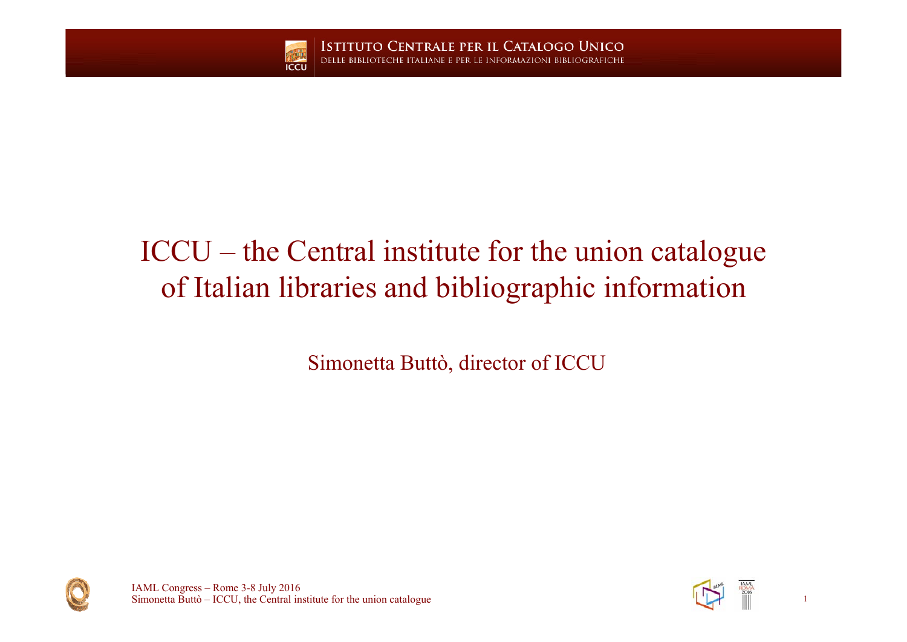# ICCU – the Central institute for the union catalogue of Italian libraries and bibliographic information

Simonetta Buttò, director of ICCU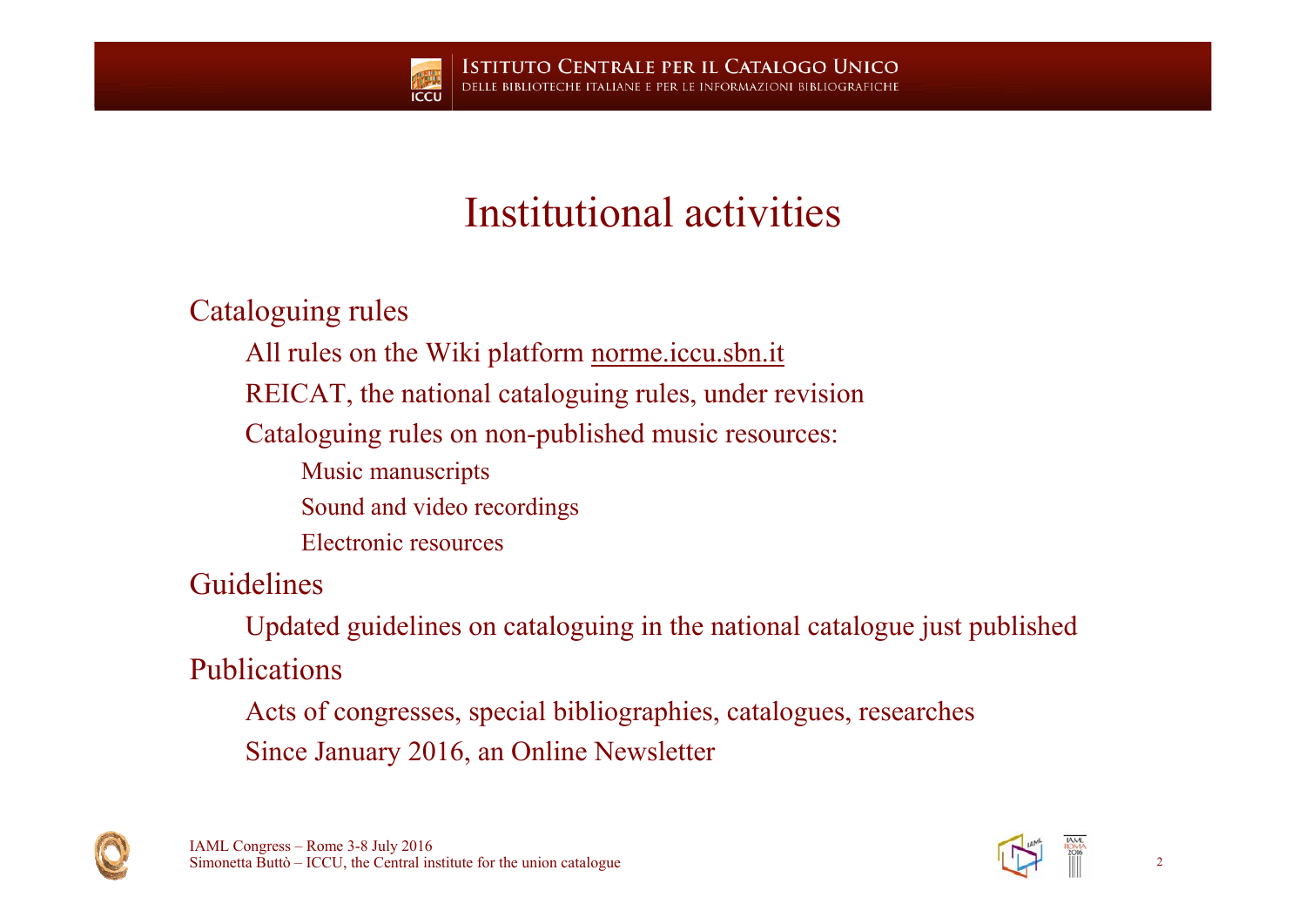# Institutional activities

Cataloguing rules

- All rules on the Wiki platform norme.iccu.sbn.it
- REICAT, the national cataloguing rules, under revision
- Cataloguing rules on non-published music resources:
  - Music manuscripts
  - Sound and video recordings
  - Electronic resources

Guidelines

- Updated guidelines on cataloguing in the national catalogue just published

Publications

- Acts of congresses, special bibliographies, catalogues, researches
- Since January 2016, an Online Newsletter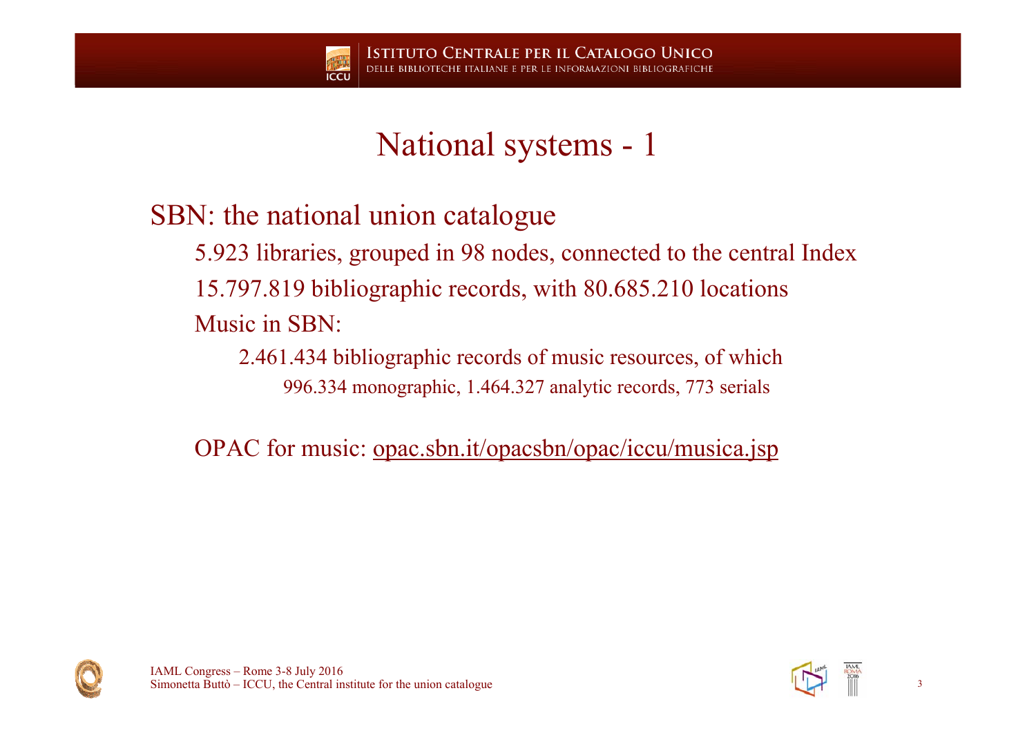# National systems - 1

## SBN: the national union catalogue

- 5.923 libraries, grouped in 98 nodes, connected to the central Index
- 15.797.819 bibliographic records, with 80.685.210 locations
- Music in SBN:
  - 2.461.434 bibliographic records of music resources, of which
    - 996.334 monographic, 1.464.327 analytic records, 773 serials

OPAC for music: opac.sbn.it/opacsbn/opac/iccu/musica.jsp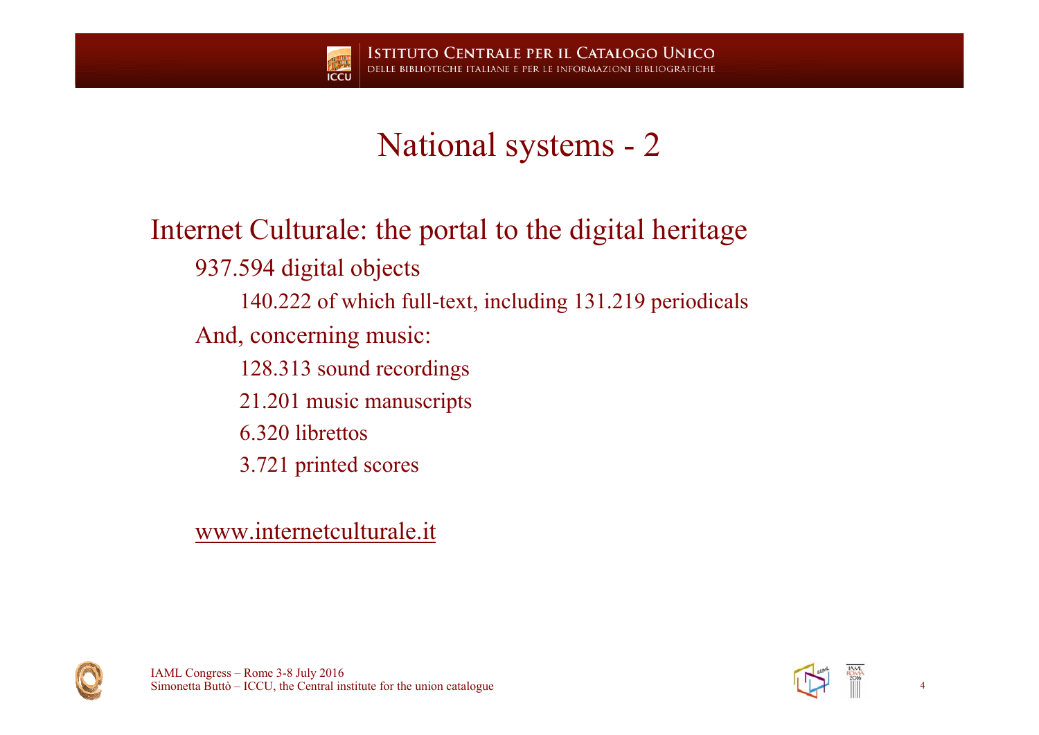# National systems - 2

## Internet Culturale: the portal to the digital heritage

- 937.594 digital objects
  - 140.222 of which full-text, including 131.219 periodicals
- And, concerning music:
  - 128.313 sound recordings
  - 21.201 music manuscripts
  - 6.320 librettos
  - 3.721 printed scores

www.internetculturale.it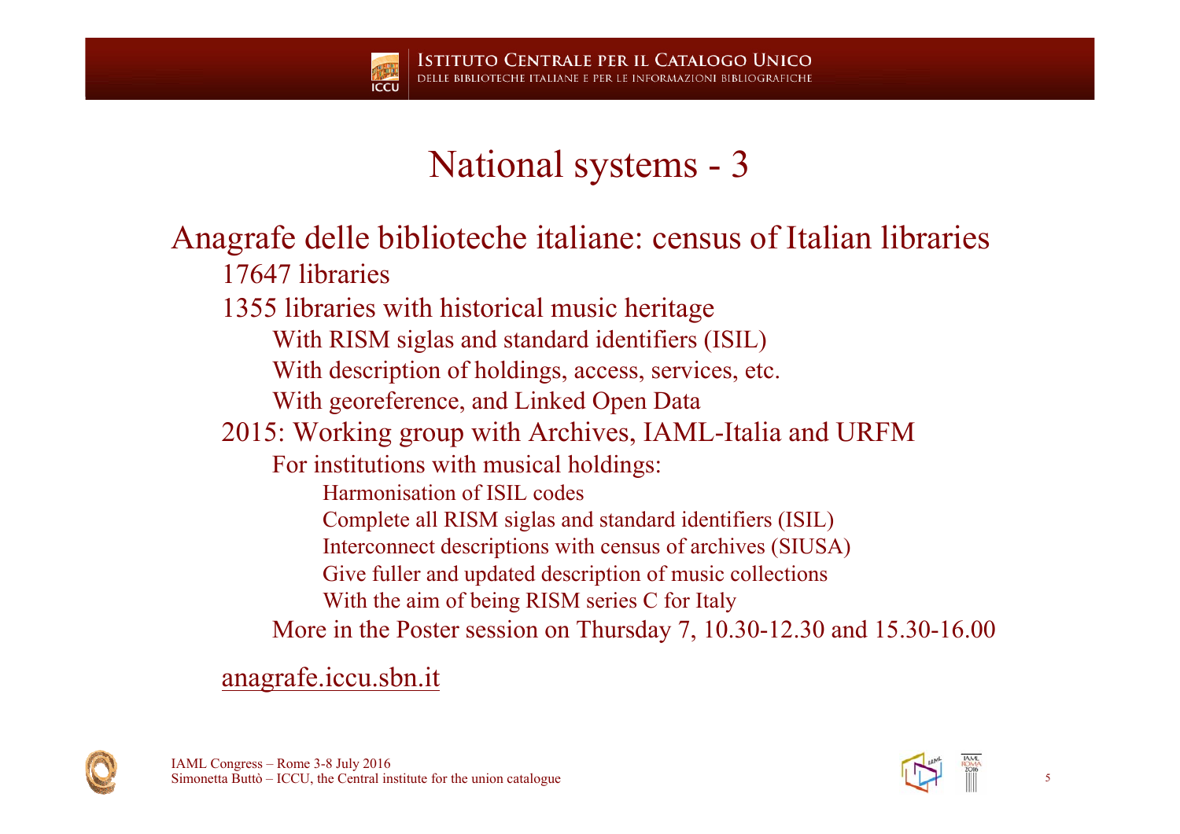# National systems - 3

Anagrafe delle biblioteche italiane: census of Italian libraries

- 17647 libraries
- 1355 libraries with historical music heritage
  - With RISM siglas and standard identifiers (ISIL)
  - With description of holdings, access, services, etc.
  - With georeference, and Linked Open Data
- 2015: Working group with Archives, IAML-Italia and URFM
  - For institutions with musical holdings:
    - Harmonisation of ISIL codes
    - Complete all RISM siglas and standard identifiers (ISIL)
    - Interconnect descriptions with census of archives (SIUSA)
    - Give fuller and updated description of music collections
    - With the aim of being RISM series C for Italy
  - More in the Poster session on Thursday 7, 10.30-12.30 and 15.30-16.00

anagrafe.iccu.sbn.it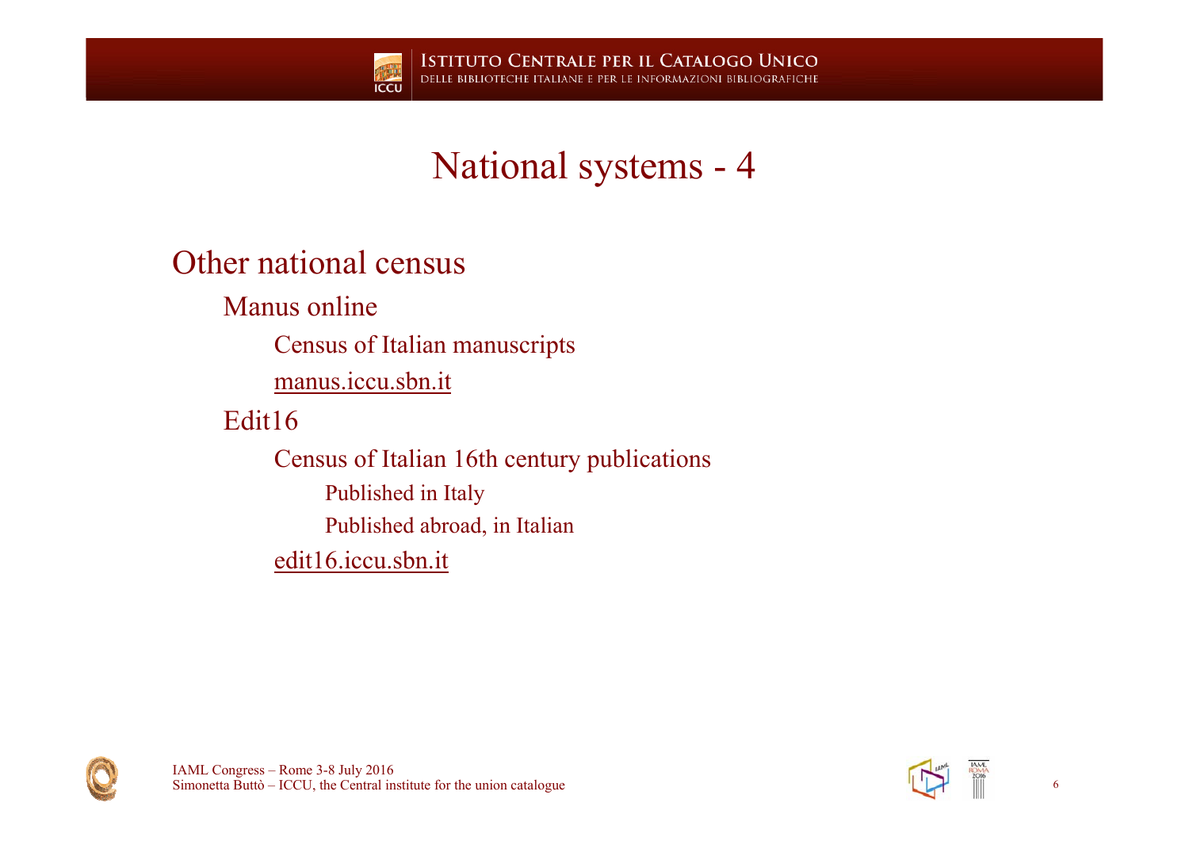# National systems - 4

## Other national census

- Manus online
  - Census of Italian manuscripts
  - manus.iccu.sbn.it
- Edit16
  - Census of Italian 16th century publications
    - Published in Italy
    - Published abroad, in Italian
  - edit16.iccu.sbn.it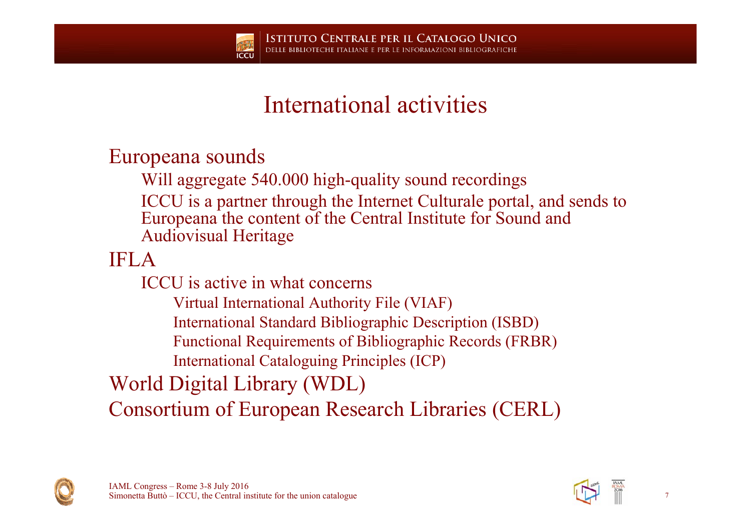# International activities

- Europeana sounds
  - Will aggregate 540.000 high-quality sound recordings
  - ICCU is a partner through the Internet Culturale portal, and sends to Europeana the content of the Central Institute for Sound and Audiovisual Heritage
- IFLA
  - ICCU is active in what concerns
    - Virtual International Authority File (VIAF)
    - International Standard Bibliographic Description (ISBD)
    - Functional Requirements of Bibliographic Records (FRBR)
    - International Cataloguing Principles (ICP)
- World Digital Library (WDL)
- Consortium of European Research Libraries (CERL)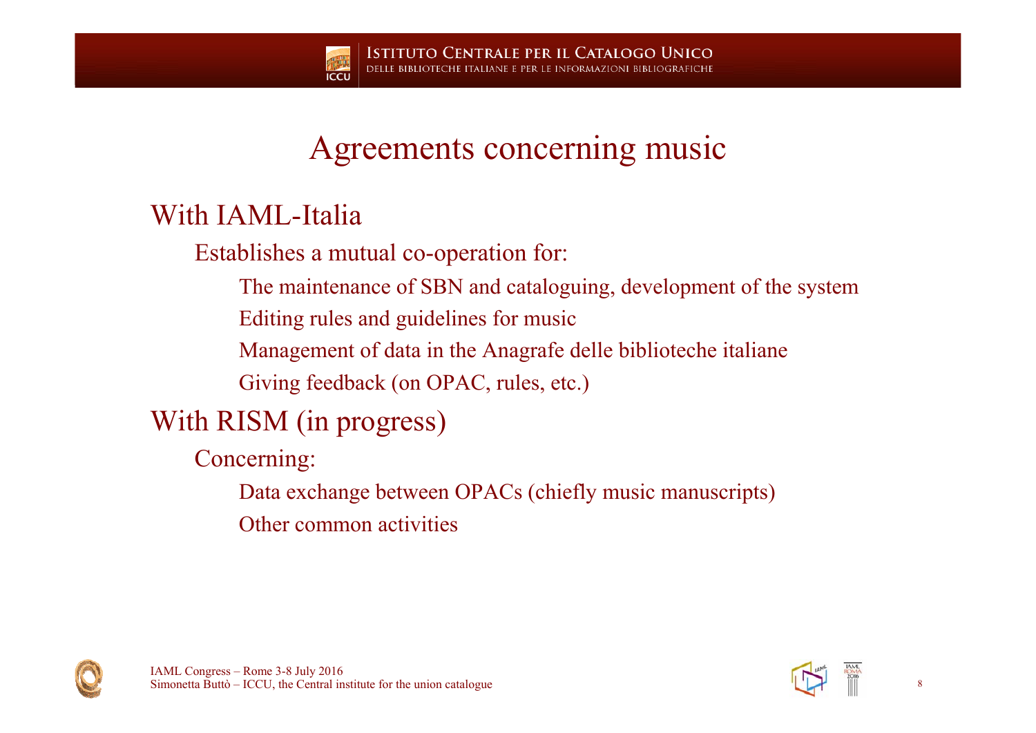# Agreements concerning music

## With IAML-Italia

- Establishes a mutual co-operation for:
  - The maintenance of SBN and cataloguing, development of the system
  - Editing rules and guidelines for music
  - Management of data in the Anagrafe delle biblioteche italiane
  - Giving feedback (on OPAC, rules, etc.)

## With RISM (in progress)

- Concerning:
  - Data exchange between OPACs (chiefly music manuscripts)
  - Other common activities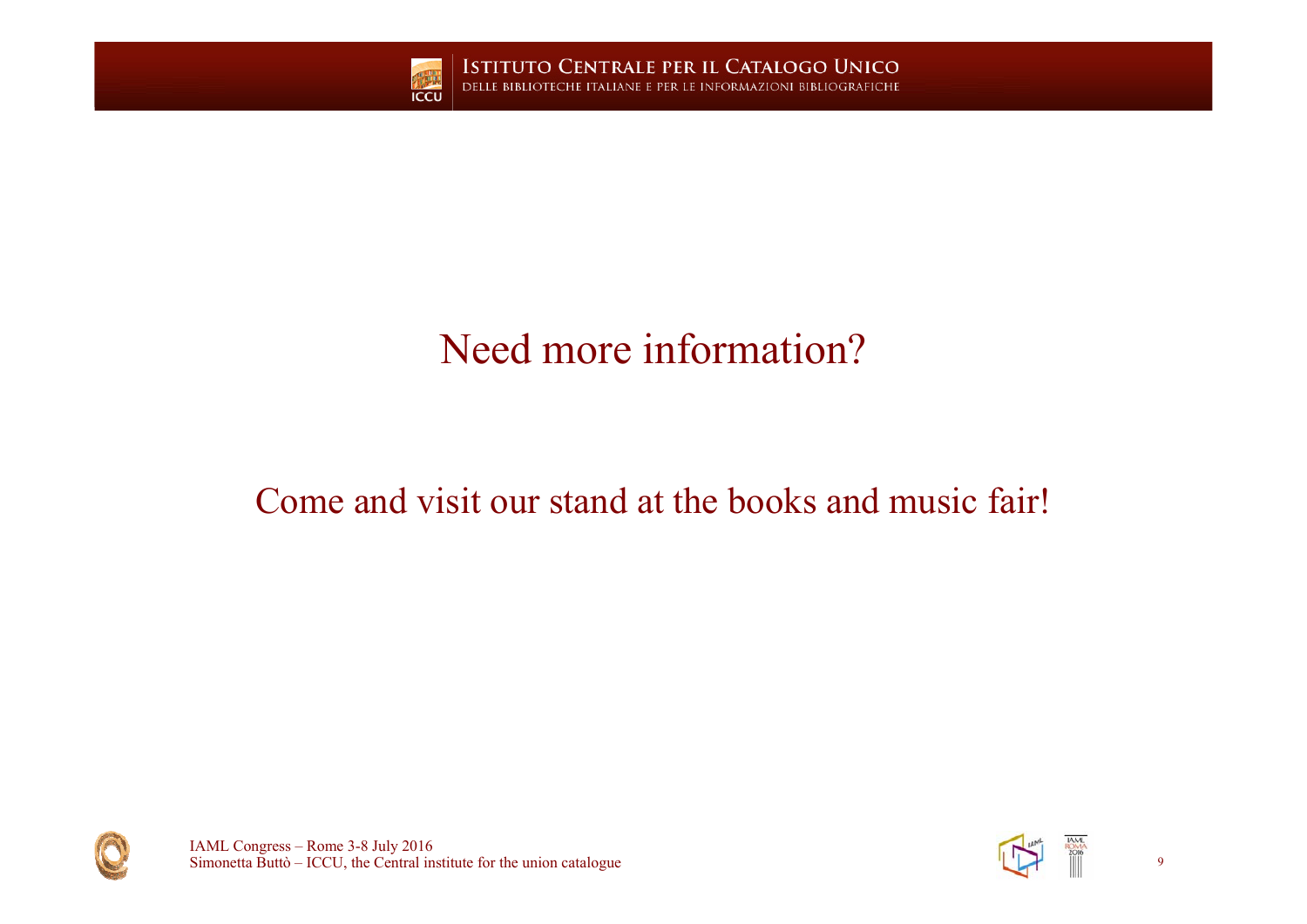# Need more information?

Come and visit our stand at the books and music fair!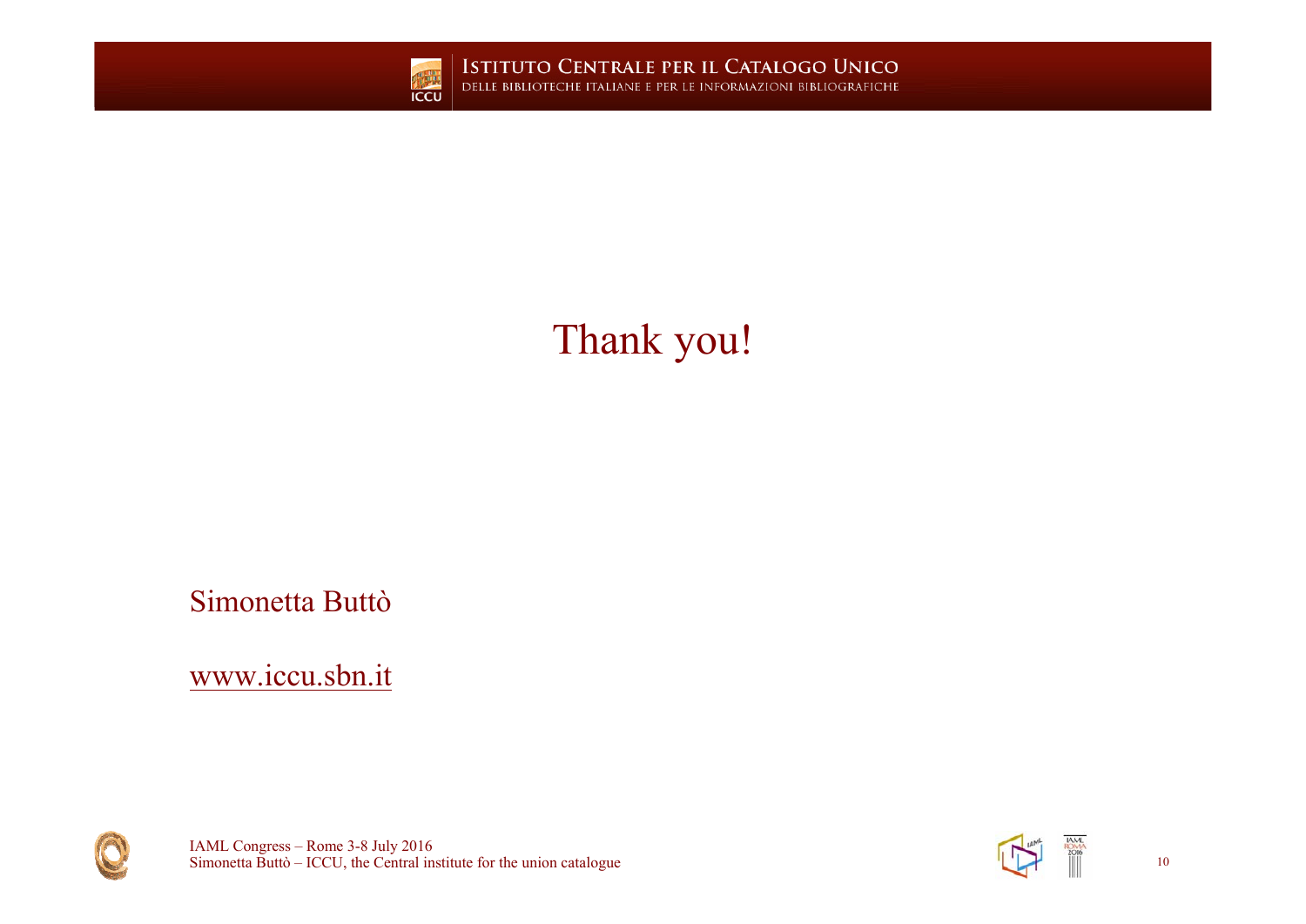# Thank you!

Simonetta Buttò

www.iccu.sbn.it